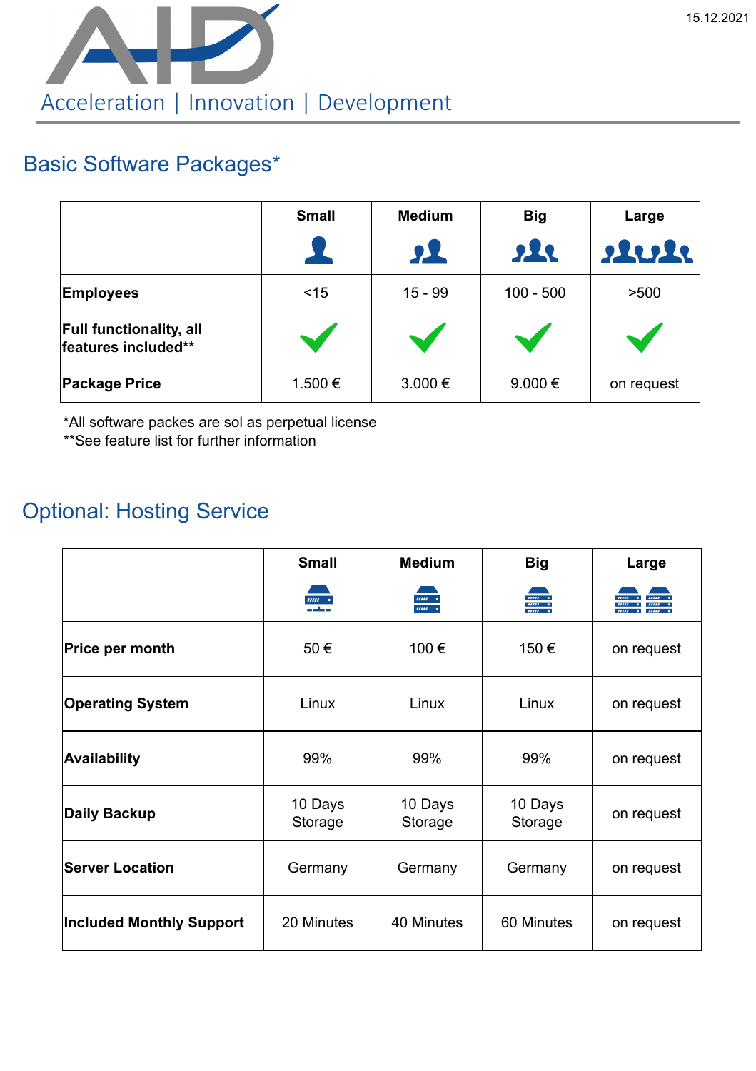15.12.2021

Acceleration | Innovation | Development

## Basic Software Packages*

| | Small | Medium | Big | Large |
|---|---|---|---|---|
| **Employees** | <15 | 15 - 99 | 100 - 500 | >500 |
| **Full functionality, all features included**** | ✓ | ✓ | ✓ | ✓ |
| **Package Price** | 1.500 € | 3.000 € | 9.000 € | on request |

*All software packes are sol as perpetual license
**See feature list for further information

## Optional: Hosting Service

| | Small | Medium | Big | Large |
|---|---|---|---|---|
| **Price per month** | 50 € | 100 € | 150 € | on request |
| **Operating System** | Linux | Linux | Linux | on request |
| **Availability** | 99% | 99% | 99% | on request |
| **Daily Backup** | 10 Days Storage | 10 Days Storage | 10 Days Storage | on request |
| **Server Location** | Germany | Germany | Germany | on request |
| **Included Monthly Support** | 20 Minutes | 40 Minutes | 60 Minutes | on request |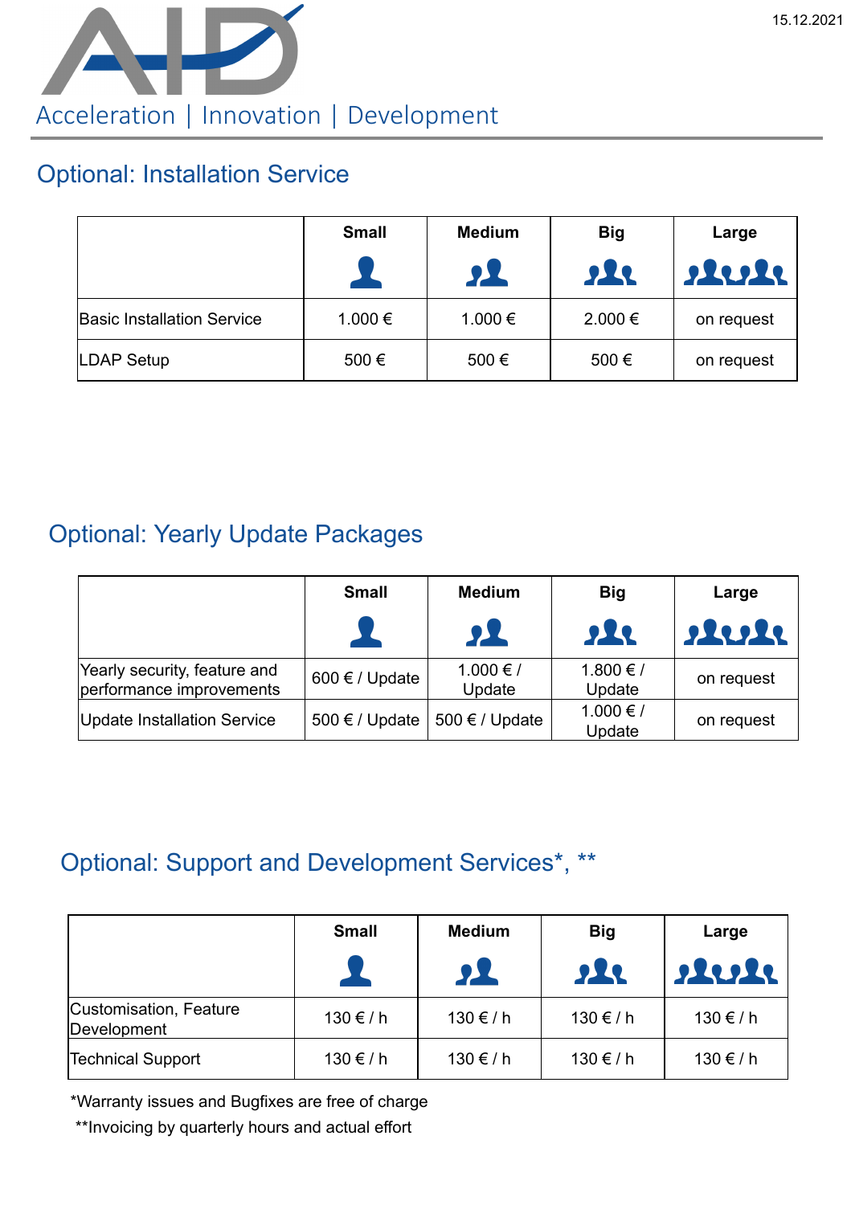# Optional: Installation Service

| | Small | Medium | Big | Large |
|---|---|---|---|---|
| Basic Installation Service | 1.000 € | 1.000 € | 2.000 € | on request |
| LDAP Setup | 500 € | 500 € | 500 € | on request |

# Optional: Yearly Update Packages

| | Small | Medium | Big | Large |
|---|---|---|---|---|
| Yearly security, feature and performance improvements | 600 € / Update | 1.000 € / Update | 1.800 € / Update | on request |
| Update Installation Service | 500 € / Update | 500 € / Update | 1.000 € / Update | on request |

# Optional: Support and Development Services*, **

| | Small | Medium | Big | Large |
|---|---|---|---|---|
| Customisation, Feature Development | 130 € / h | 130 € / h | 130 € / h | 130 € / h |
| Technical Support | 130 € / h | 130 € / h | 130 € / h | 130 € / h |

*Warranty issues and Bugfixes are free of charge

**Invoicing by quarterly hours and actual effort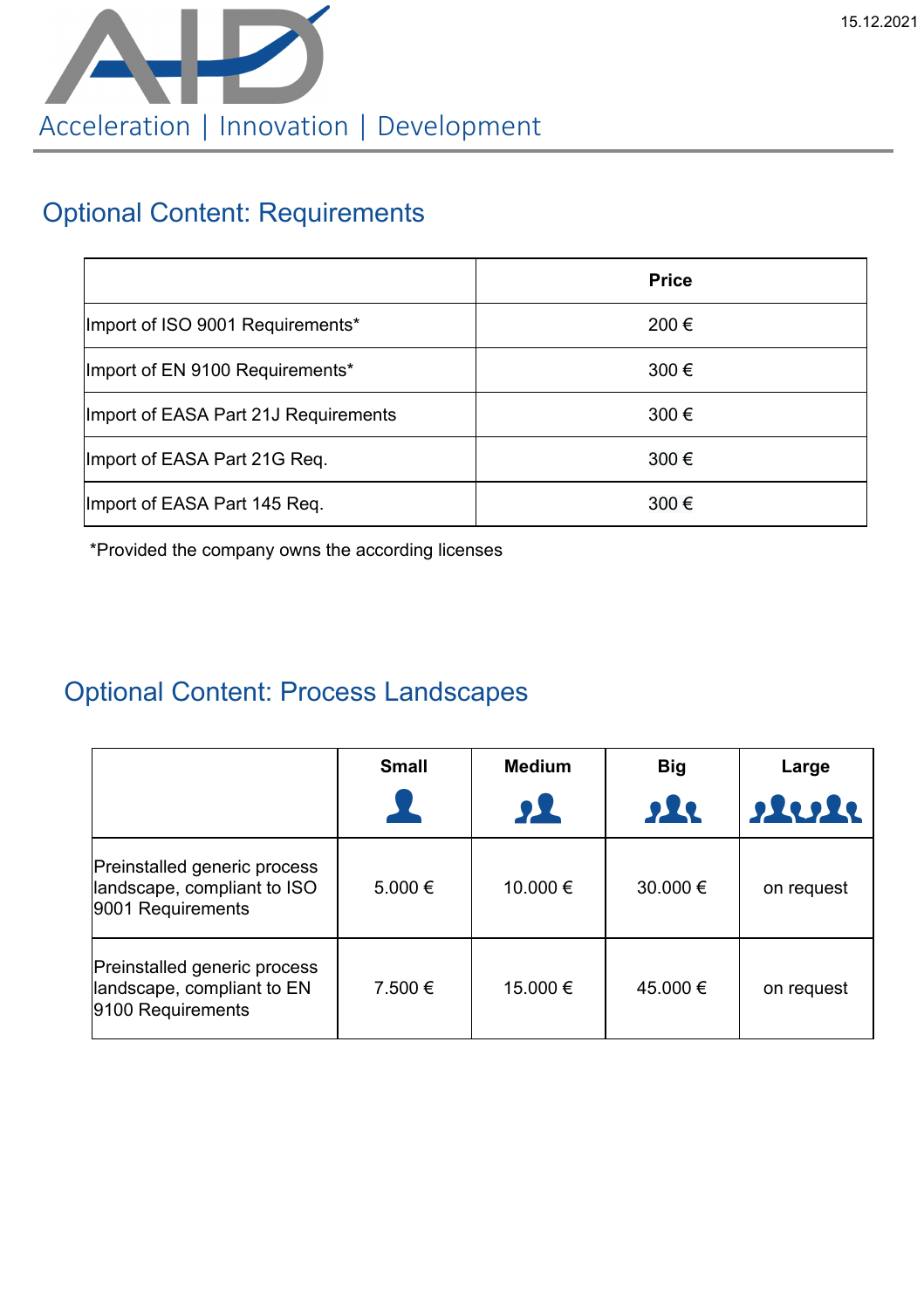## Optional Content: Requirements

| | Price |
|---|---|
| Import of ISO 9001 Requirements* | 200 € |
| Import of EN 9100 Requirements* | 300 € |
| Import of EASA Part 21J Requirements | 300 € |
| Import of EASA Part 21G Req. | 300 € |
| Import of EASA Part 145 Req. | 300 € |

*Provided the company owns the according licenses

## Optional Content: Process Landscapes

| | Small | Medium | Big | Large |
|---|---|---|---|---|
| Preinstalled generic process landscape, compliant to ISO 9001 Requirements | 5.000 € | 10.000 € | 30.000 € | on request |
| Preinstalled generic process landscape, compliant to EN 9100 Requirements | 7.500 € | 15.000 € | 45.000 € | on request |